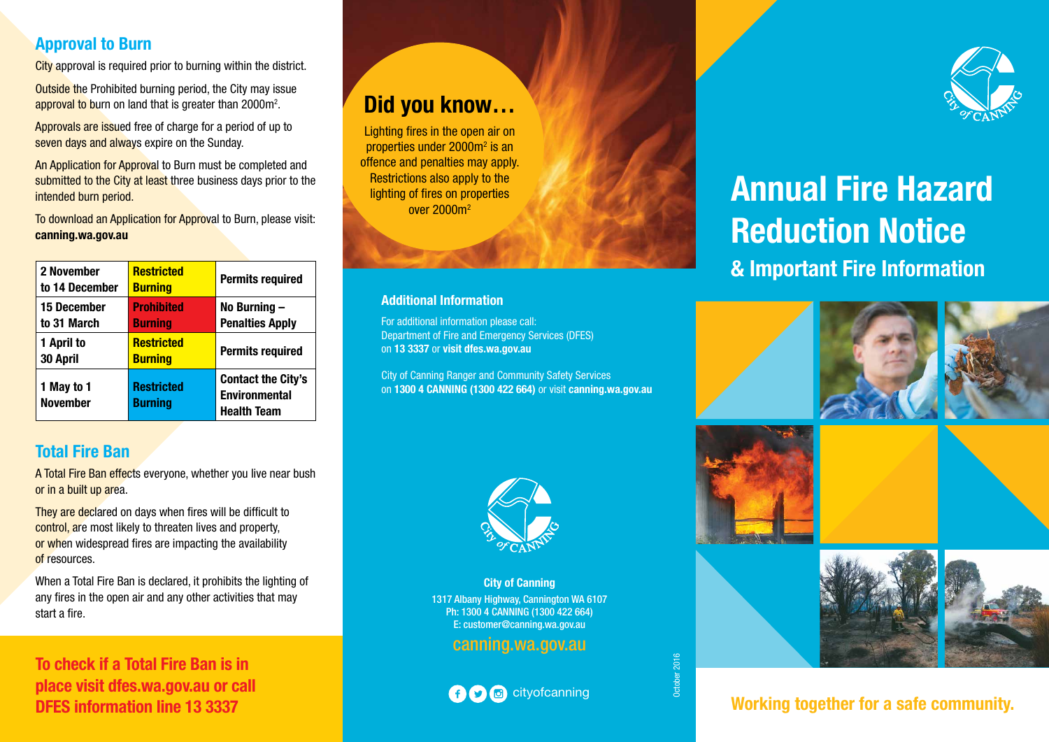## Approval to Burn

City approval is required prior to burning within the district.

Outside the Prohibited burning period, the City may issue approval to burn on land that is greater than $2000m^2$.

Approvals are issued free of charge for a period of up to seven days and always expire on the Sunday.

An Application for Approval to Burn must be completed and submitted to the City at least three business days prior to the intended burn period.

To download an Application for Approval to Burn, please visit: **canning.wa.gov.au**

| 2 November to 14 December | Restricted Burning | Permits required |
|---|---|---|
| 15 December to 31 March | Prohibited Burning | No Burning – Penalties Apply |
| 1 April to 30 April | Restricted Burning | Permits required |
| 1 May to 1 November | Restricted Burning | Contact the City's Environmental Health Team |

## Total Fire Ban

A Total Fire Ban effects everyone, whether you live near bush or in a built up area.

They are declared on days when fires will be difficult to control, are most likely to threaten lives and property, or when widespread fires are impacting the availability of resources.

When a Total Fire Ban is declared, it prohibits the lighting of any fires in the open air and any other activities that may start a fire.

**To check if a Total Fire Ban is in place visit dfes.wa.gov.au or call DFES information line 13 3337**

## Did you know…

Lighting fires in the open air on properties under $2000m^2$ is an offence and penalties may apply. Restrictions also apply to the lighting of fires on properties over $2000m^2$

### Additional Information

For additional information please call:
Department of Fire and Emergency Services (DFES) on **13 3337** or **visit dfes.wa.gov.au**

City of Canning Ranger and Community Safety Services on **1300 4 CANNING (1300 422 664)** or visit **canning.wa.gov.au**

**City of Canning**
1317 Albany Highway, Cannington WA 6107
Ph: 1300 4 CANNING (1300 422 664)
E: customer@canning.wa.gov.au

canning.wa.gov.au

cityofcanning

October 2016

# Annual Fire Hazard Reduction Notice

## & Important Fire Information

**Working together for a safe community.**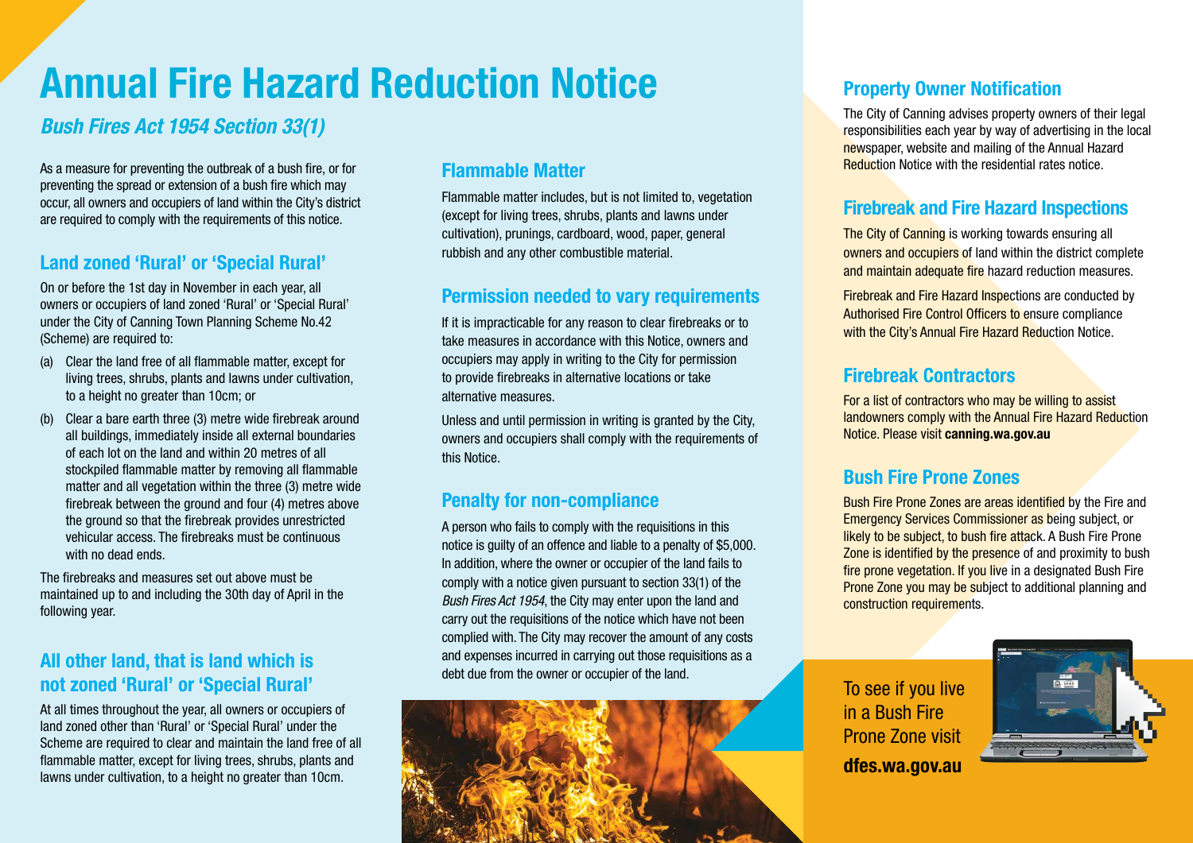# Annual Fire Hazard Reduction Notice

## *Bush Fires Act 1954 Section 33(1)*

As a measure for preventing the outbreak of a bush fire, or for preventing the spread or extension of a bush fire which may occur, all owners and occupiers of land within the City's district are required to comply with the requirements of this notice.

## Land zoned 'Rural' or 'Special Rural'

On or before the 1st day in November in each year, all owners or occupiers of land zoned 'Rural' or 'Special Rural' under the City of Canning Town Planning Scheme No.42 (Scheme) are required to:

(a) Clear the land free of all flammable matter, except for living trees, shrubs, plants and lawns under cultivation, to a height no greater than 10cm; or

(b) Clear a bare earth three (3) metre wide firebreak around all buildings, immediately inside all external boundaries of each lot on the land and within 20 metres of all stockpiled flammable matter by removing all flammable matter and all vegetation within the three (3) metre wide firebreak between the ground and four (4) metres above the ground so that the firebreak provides unrestricted vehicular access. The firebreaks must be continuous with no dead ends.

The firebreaks and measures set out above must be maintained up to and including the 30th day of April in the following year.

## All other land, that is land which is not zoned 'Rural' or 'Special Rural'

At all times throughout the year, all owners or occupiers of land zoned other than 'Rural' or 'Special Rural' under the Scheme are required to clear and maintain the land free of all flammable matter, except for living trees, shrubs, plants and lawns under cultivation, to a height no greater than 10cm.

## Flammable Matter

Flammable matter includes, but is not limited to, vegetation (except for living trees, shrubs, plants and lawns under cultivation), prunings, cardboard, wood, paper, general rubbish and any other combustible material.

## Permission needed to vary requirements

If it is impracticable for any reason to clear firebreaks or to take measures in accordance with this Notice, owners and occupiers may apply in writing to the City for permission to provide firebreaks in alternative locations or take alternative measures.

Unless and until permission in writing is granted by the City, owners and occupiers shall comply with the requirements of this Notice.

## Penalty for non-compliance

A person who fails to comply with the requisitions in this notice is guilty of an offence and liable to a penalty of $5,000. In addition, where the owner or occupier of the land fails to comply with a notice given pursuant to section 33(1) of the *Bush Fires Act 1954*, the City may enter upon the land and carry out the requisitions of the notice which have not been complied with. The City may recover the amount of any costs and expenses incurred in carrying out those requisitions as a debt due from the owner or occupier of the land.

## Property Owner Notification

The City of Canning advises property owners of their legal responsibilities each year by way of advertising in the local newspaper, website and mailing of the Annual Hazard Reduction Notice with the residential rates notice.

## Firebreak and Fire Hazard Inspections

The City of Canning is working towards ensuring all owners and occupiers of land within the district complete and maintain adequate fire hazard reduction measures.

Firebreak and Fire Hazard Inspections are conducted by Authorised Fire Control Officers to ensure compliance with the City's Annual Fire Hazard Reduction Notice.

## Firebreak Contractors

For a list of contractors who may be willing to assist landowners comply with the Annual Fire Hazard Reduction Notice. Please visit **canning.wa.gov.au**

## Bush Fire Prone Zones

Bush Fire Prone Zones are areas identified by the Fire and Emergency Services Commissioner as being subject, or likely to be subject, to bush fire attack. A Bush Fire Prone Zone is identified by the presence of and proximity to bush fire prone vegetation. If you live in a designated Bush Fire Prone Zone you may be subject to additional planning and construction requirements.

To see if you live in a Bush Fire Prone Zone visit **dfes.wa.gov.au**